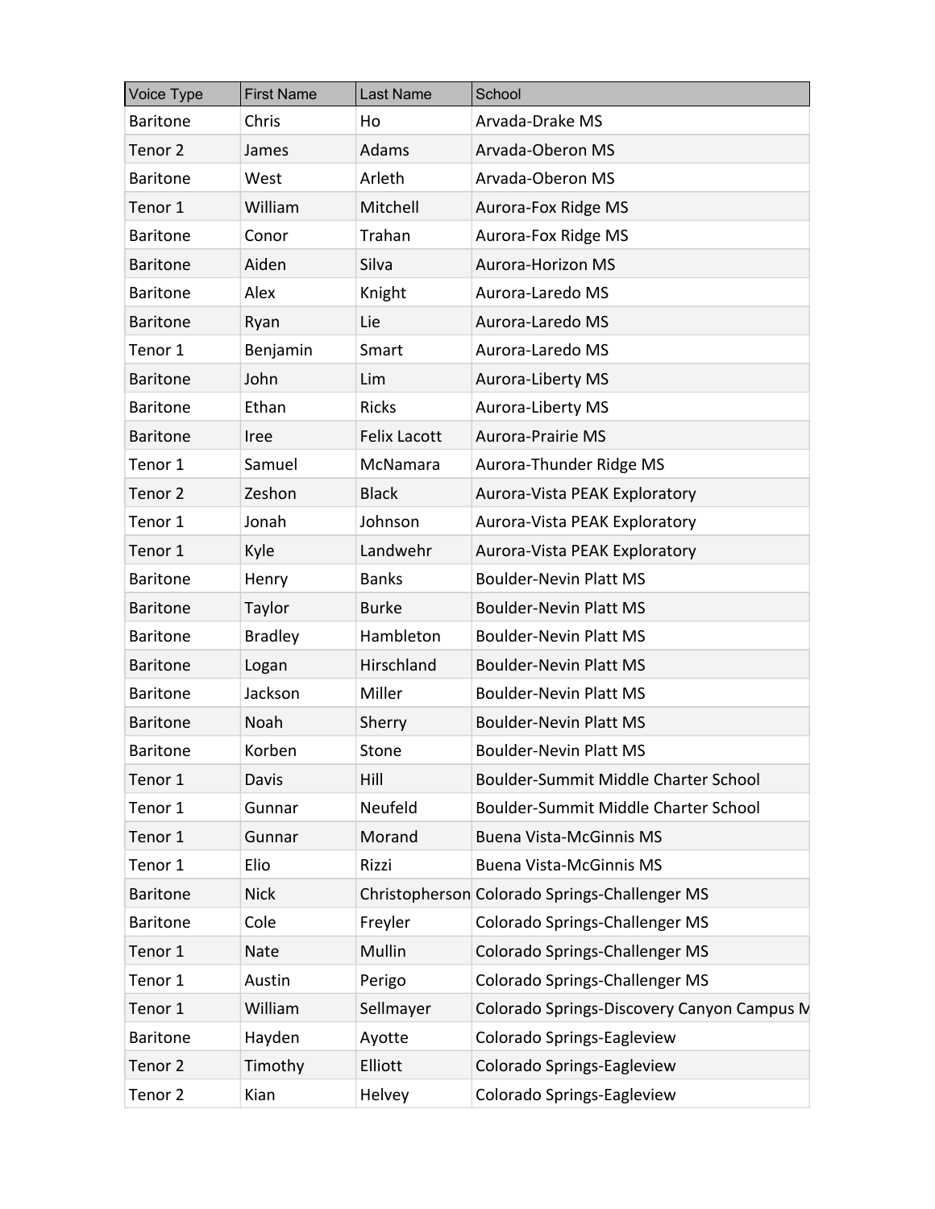| Voice Type | First Name | Last Name | School |
|---|---|---|---|
| Baritone | Chris | Ho | Arvada-Drake MS |
| Tenor 2 | James | Adams | Arvada-Oberon MS |
| Baritone | West | Arleth | Arvada-Oberon MS |
| Tenor 1 | William | Mitchell | Aurora-Fox Ridge MS |
| Baritone | Conor | Trahan | Aurora-Fox Ridge MS |
| Baritone | Aiden | Silva | Aurora-Horizon MS |
| Baritone | Alex | Knight | Aurora-Laredo MS |
| Baritone | Ryan | Lie | Aurora-Laredo MS |
| Tenor 1 | Benjamin | Smart | Aurora-Laredo MS |
| Baritone | John | Lim | Aurora-Liberty MS |
| Baritone | Ethan | Ricks | Aurora-Liberty MS |
| Baritone | Iree | Felix Lacott | Aurora-Prairie MS |
| Tenor 1 | Samuel | McNamara | Aurora-Thunder Ridge MS |
| Tenor 2 | Zeshon | Black | Aurora-Vista PEAK Exploratory |
| Tenor 1 | Jonah | Johnson | Aurora-Vista PEAK Exploratory |
| Tenor 1 | Kyle | Landwehr | Aurora-Vista PEAK Exploratory |
| Baritone | Henry | Banks | Boulder-Nevin Platt MS |
| Baritone | Taylor | Burke | Boulder-Nevin Platt MS |
| Baritone | Bradley | Hambleton | Boulder-Nevin Platt MS |
| Baritone | Logan | Hirschland | Boulder-Nevin Platt MS |
| Baritone | Jackson | Miller | Boulder-Nevin Platt MS |
| Baritone | Noah | Sherry | Boulder-Nevin Platt MS |
| Baritone | Korben | Stone | Boulder-Nevin Platt MS |
| Tenor 1 | Davis | Hill | Boulder-Summit Middle Charter School |
| Tenor 1 | Gunnar | Neufeld | Boulder-Summit Middle Charter School |
| Tenor 1 | Gunnar | Morand | Buena Vista-McGinnis MS |
| Tenor 1 | Elio | Rizzi | Buena Vista-McGinnis MS |
| Baritone | Nick | Christopherson | Colorado Springs-Challenger MS |
| Baritone | Cole | Freyler | Colorado Springs-Challenger MS |
| Tenor 1 | Nate | Mullin | Colorado Springs-Challenger MS |
| Tenor 1 | Austin | Perigo | Colorado Springs-Challenger MS |
| Tenor 1 | William | Sellmayer | Colorado Springs-Discovery Canyon Campus M |
| Baritone | Hayden | Ayotte | Colorado Springs-Eagleview |
| Tenor 2 | Timothy | Elliott | Colorado Springs-Eagleview |
| Tenor 2 | Kian | Helvey | Colorado Springs-Eagleview |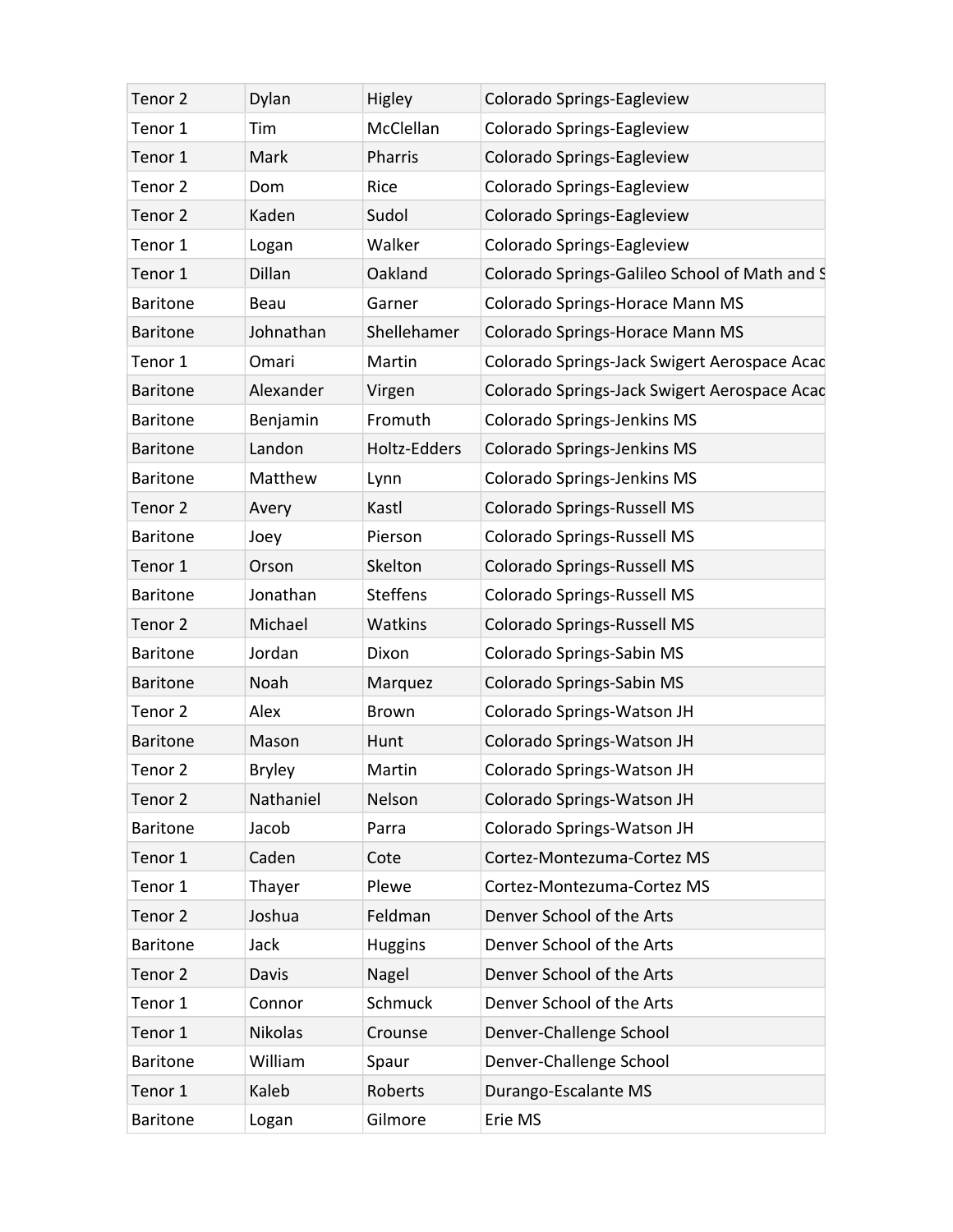| Tenor 2 | Dylan | Higley | Colorado Springs-Eagleview |
|---|---|---|---|
| Tenor 1 | Tim | McClellan | Colorado Springs-Eagleview |
| Tenor 1 | Mark | Pharris | Colorado Springs-Eagleview |
| Tenor 2 | Dom | Rice | Colorado Springs-Eagleview |
| Tenor 2 | Kaden | Sudol | Colorado Springs-Eagleview |
| Tenor 1 | Logan | Walker | Colorado Springs-Eagleview |
| Tenor 1 | Dillan | Oakland | Colorado Springs-Galileo School of Math and S |
| Baritone | Beau | Garner | Colorado Springs-Horace Mann MS |
| Baritone | Johnathan | Shellehamer | Colorado Springs-Horace Mann MS |
| Tenor 1 | Omari | Martin | Colorado Springs-Jack Swigert Aerospace Acad |
| Baritone | Alexander | Virgen | Colorado Springs-Jack Swigert Aerospace Acad |
| Baritone | Benjamin | Fromuth | Colorado Springs-Jenkins MS |
| Baritone | Landon | Holtz-Edders | Colorado Springs-Jenkins MS |
| Baritone | Matthew | Lynn | Colorado Springs-Jenkins MS |
| Tenor 2 | Avery | Kastl | Colorado Springs-Russell MS |
| Baritone | Joey | Pierson | Colorado Springs-Russell MS |
| Tenor 1 | Orson | Skelton | Colorado Springs-Russell MS |
| Baritone | Jonathan | Steffens | Colorado Springs-Russell MS |
| Tenor 2 | Michael | Watkins | Colorado Springs-Russell MS |
| Baritone | Jordan | Dixon | Colorado Springs-Sabin MS |
| Baritone | Noah | Marquez | Colorado Springs-Sabin MS |
| Tenor 2 | Alex | Brown | Colorado Springs-Watson JH |
| Baritone | Mason | Hunt | Colorado Springs-Watson JH |
| Tenor 2 | Bryley | Martin | Colorado Springs-Watson JH |
| Tenor 2 | Nathaniel | Nelson | Colorado Springs-Watson JH |
| Baritone | Jacob | Parra | Colorado Springs-Watson JH |
| Tenor 1 | Caden | Cote | Cortez-Montezuma-Cortez MS |
| Tenor 1 | Thayer | Plewe | Cortez-Montezuma-Cortez MS |
| Tenor 2 | Joshua | Feldman | Denver School of the Arts |
| Baritone | Jack | Huggins | Denver School of the Arts |
| Tenor 2 | Davis | Nagel | Denver School of the Arts |
| Tenor 1 | Connor | Schmuck | Denver School of the Arts |
| Tenor 1 | Nikolas | Crounse | Denver-Challenge School |
| Baritone | William | Spaur | Denver-Challenge School |
| Tenor 1 | Kaleb | Roberts | Durango-Escalante MS |
| Baritone | Logan | Gilmore | Erie MS |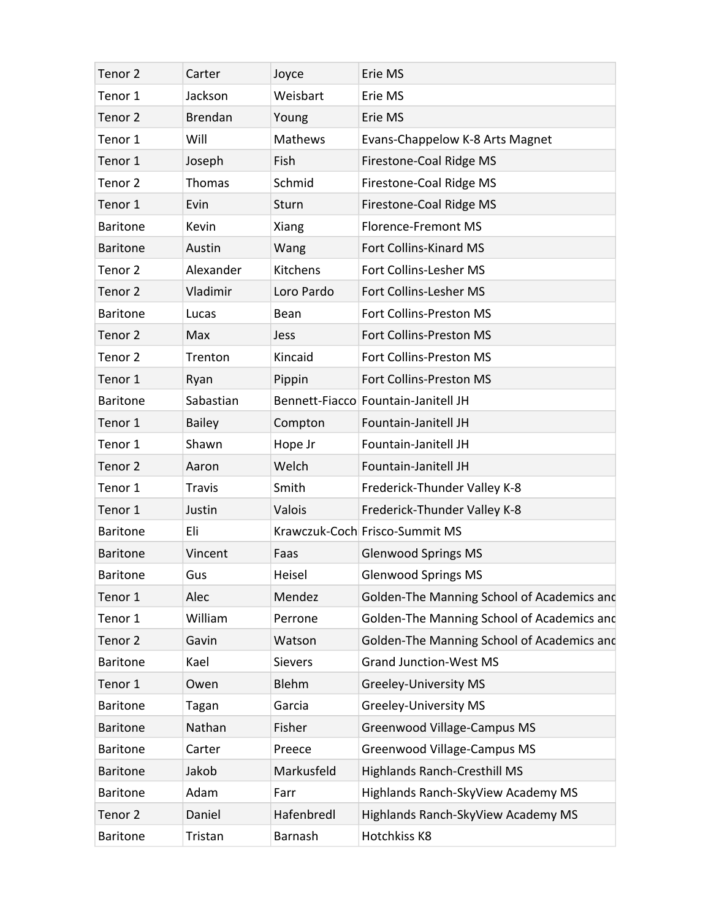| Tenor 2 | Carter | Joyce | Erie MS |
|---|---|---|---|
| Tenor 1 | Jackson | Weisbart | Erie MS |
| Tenor 2 | Brendan | Young | Erie MS |
| Tenor 1 | Will | Mathews | Evans-Chappelow K-8 Arts Magnet |
| Tenor 1 | Joseph | Fish | Firestone-Coal Ridge MS |
| Tenor 2 | Thomas | Schmid | Firestone-Coal Ridge MS |
| Tenor 1 | Evin | Sturn | Firestone-Coal Ridge MS |
| Baritone | Kevin | Xiang | Florence-Fremont MS |
| Baritone | Austin | Wang | Fort Collins-Kinard MS |
| Tenor 2 | Alexander | Kitchens | Fort Collins-Lesher MS |
| Tenor 2 | Vladimir | Loro Pardo | Fort Collins-Lesher MS |
| Baritone | Lucas | Bean | Fort Collins-Preston MS |
| Tenor 2 | Max | Jess | Fort Collins-Preston MS |
| Tenor 2 | Trenton | Kincaid | Fort Collins-Preston MS |
| Tenor 1 | Ryan | Pippin | Fort Collins-Preston MS |
| Baritone | Sabastian | Bennett-Fiacco | Fountain-Janitell JH |
| Tenor 1 | Bailey | Compton | Fountain-Janitell JH |
| Tenor 1 | Shawn | Hope Jr | Fountain-Janitell JH |
| Tenor 2 | Aaron | Welch | Fountain-Janitell JH |
| Tenor 1 | Travis | Smith | Frederick-Thunder Valley K-8 |
| Tenor 1 | Justin | Valois | Frederick-Thunder Valley K-8 |
| Baritone | Eli | Krawczuk-Coch | Frisco-Summit MS |
| Baritone | Vincent | Faas | Glenwood Springs MS |
| Baritone | Gus | Heisel | Glenwood Springs MS |
| Tenor 1 | Alec | Mendez | Golden-The Manning School of Academics and |
| Tenor 1 | William | Perrone | Golden-The Manning School of Academics and |
| Tenor 2 | Gavin | Watson | Golden-The Manning School of Academics and |
| Baritone | Kael | Sievers | Grand Junction-West MS |
| Tenor 1 | Owen | Blehm | Greeley-University MS |
| Baritone | Tagan | Garcia | Greeley-University MS |
| Baritone | Nathan | Fisher | Greenwood Village-Campus MS |
| Baritone | Carter | Preece | Greenwood Village-Campus MS |
| Baritone | Jakob | Markusfeld | Highlands Ranch-Cresthill MS |
| Baritone | Adam | Farr | Highlands Ranch-SkyView Academy MS |
| Tenor 2 | Daniel | Hafenbredl | Highlands Ranch-SkyView Academy MS |
| Baritone | Tristan | Barnash | Hotchkiss K8 |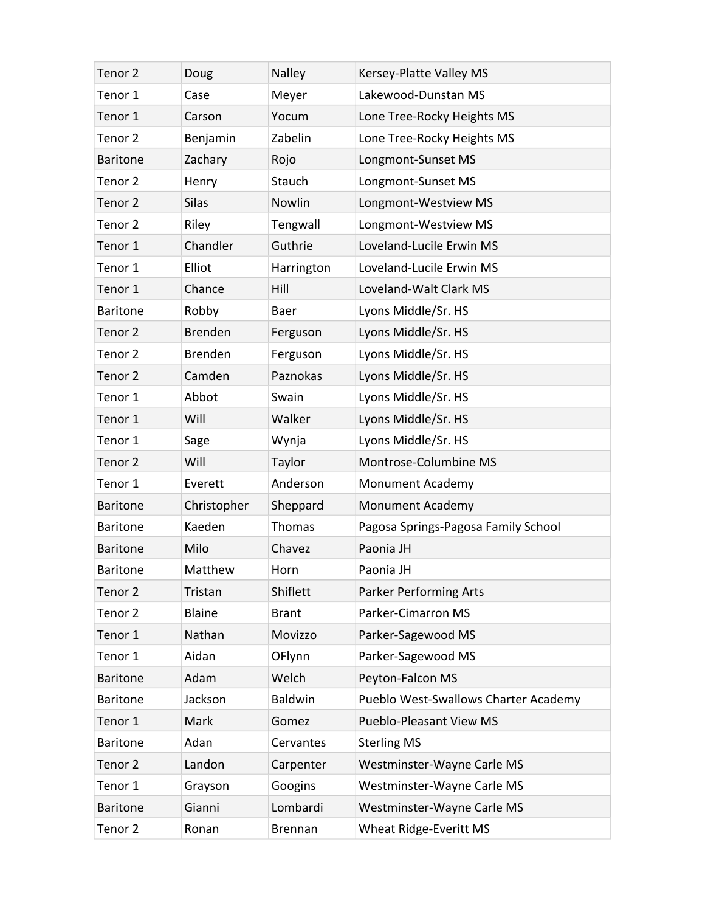| | | | |
|---|---|---|---|
| Tenor 2 | Doug | Nalley | Kersey-Platte Valley MS |
| Tenor 1 | Case | Meyer | Lakewood-Dunstan MS |
| Tenor 1 | Carson | Yocum | Lone Tree-Rocky Heights MS |
| Tenor 2 | Benjamin | Zabelin | Lone Tree-Rocky Heights MS |
| Baritone | Zachary | Rojo | Longmont-Sunset MS |
| Tenor 2 | Henry | Stauch | Longmont-Sunset MS |
| Tenor 2 | Silas | Nowlin | Longmont-Westview MS |
| Tenor 2 | Riley | Tengwall | Longmont-Westview MS |
| Tenor 1 | Chandler | Guthrie | Loveland-Lucile Erwin MS |
| Tenor 1 | Elliot | Harrington | Loveland-Lucile Erwin MS |
| Tenor 1 | Chance | Hill | Loveland-Walt Clark MS |
| Baritone | Robby | Baer | Lyons Middle/Sr. HS |
| Tenor 2 | Brenden | Ferguson | Lyons Middle/Sr. HS |
| Tenor 2 | Brenden | Ferguson | Lyons Middle/Sr. HS |
| Tenor 2 | Camden | Paznokas | Lyons Middle/Sr. HS |
| Tenor 1 | Abbot | Swain | Lyons Middle/Sr. HS |
| Tenor 1 | Will | Walker | Lyons Middle/Sr. HS |
| Tenor 1 | Sage | Wynja | Lyons Middle/Sr. HS |
| Tenor 2 | Will | Taylor | Montrose-Columbine MS |
| Tenor 1 | Everett | Anderson | Monument Academy |
| Baritone | Christopher | Sheppard | Monument Academy |
| Baritone | Kaeden | Thomas | Pagosa Springs-Pagosa Family School |
| Baritone | Milo | Chavez | Paonia JH |
| Baritone | Matthew | Horn | Paonia JH |
| Tenor 2 | Tristan | Shiflett | Parker Performing Arts |
| Tenor 2 | Blaine | Brant | Parker-Cimarron MS |
| Tenor 1 | Nathan | Movizzo | Parker-Sagewood MS |
| Tenor 1 | Aidan | OFlynn | Parker-Sagewood MS |
| Baritone | Adam | Welch | Peyton-Falcon MS |
| Baritone | Jackson | Baldwin | Pueblo West-Swallows Charter Academy |
| Tenor 1 | Mark | Gomez | Pueblo-Pleasant View MS |
| Baritone | Adan | Cervantes | Sterling MS |
| Tenor 2 | Landon | Carpenter | Westminster-Wayne Carle MS |
| Tenor 1 | Grayson | Googins | Westminster-Wayne Carle MS |
| Baritone | Gianni | Lombardi | Westminster-Wayne Carle MS |
| Tenor 2 | Ronan | Brennan | Wheat Ridge-Everitt MS |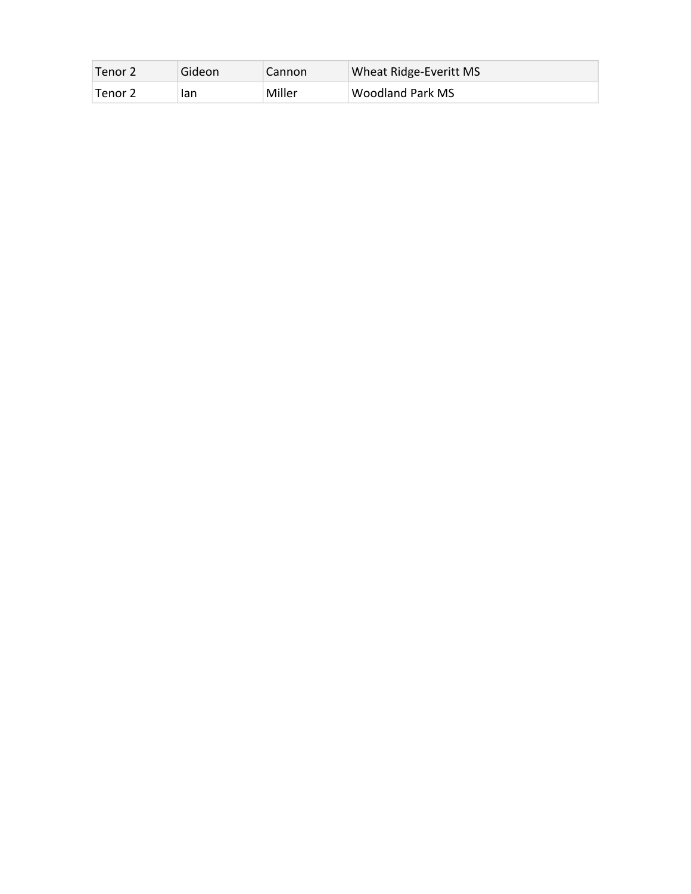| | | | |
|---|---|---|---|
| Tenor 2 | Gideon | Cannon | Wheat Ridge-Everitt MS |
| Tenor 2 | Ian | Miller | Woodland Park MS |